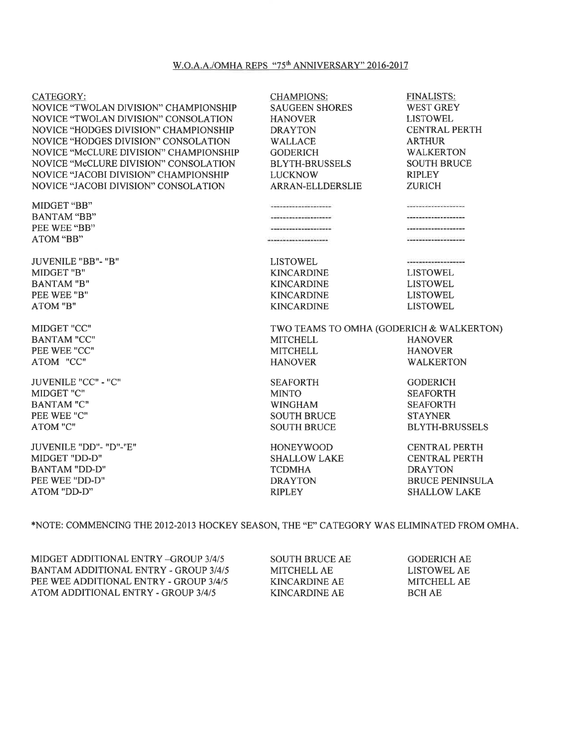## W.O.A.A./OMHA REPS "75th ANNIVERSARY" 2016-2017

| CATEGORY: | CHAMPIONS: | FINALISTS: |
|---|---|---|
| NOVICE "TWOLAN DIVISION" CHAMPIONSHIP | SAUGEEN SHORES | WEST GREY |
| NOVICE "TWOLAN DIVISION" CONSOLATION | HANOVER | LISTOWEL |
| NOVICE "HODGES DIVISION" CHAMPIONSHIP | DRAYTON | CENTRAL PERTH |
| NOVICE "HODGES DIVISION" CONSOLATION | WALLACE | ARTHUR |
| NOVICE "McCLURE DIVISION" CHAMPIONSHIP | GODERICH | WALKERTON |
| NOVICE "McCLURE DIVISION" CONSOLATION | BLYTH-BRUSSELS | SOUTH BRUCE |
| NOVICE "JACOBI DIVISION" CHAMPIONSHIP | LUCKNOW | RIPLEY |
| NOVICE "JACOBI DIVISION" CONSOLATION | ARRAN-ELLDERSLIE | ZURICH |
| MIDGET "BB" | -------------------- | ------------------- |
| BANTAM "BB" | -------------------- | ------------------- |
| PEE WEE "BB" | -------------------- | ------------------- |
| ATOM "BB" | -------------------- | ------------------- |
| JUVENILE "BB"- "B" | LISTOWEL | ------------------- |
| MIDGET "B" | KINCARDINE | LISTOWEL |
| BANTAM "B" | KINCARDINE | LISTOWEL |
| PEE WEE "B" | KINCARDINE | LISTOWEL |
| ATOM "B" | KINCARDINE | LISTOWEL |
| MIDGET "CC" | TWO TEAMS TO OMHA (GODERICH & WALKERTON) | |
| BANTAM "CC" | MITCHELL | HANOVER |
| PEE WEE "CC" | MITCHELL | HANOVER |
| ATOM "CC" | HANOVER | WALKERTON |
| JUVENILE "CC" - "C" | SEAFORTH | GODERICH |
| MIDGET "C" | MINTO | SEAFORTH |
| BANTAM "C" | WINGHAM | SEAFORTH |
| PEE WEE "C" | SOUTH BRUCE | STAYNER |
| ATOM "C" | SOUTH BRUCE | BLYTH-BRUSSELS |
| JUVENILE "DD"- "D"-"E" | HONEYWOOD | CENTRAL PERTH |
| MIDGET "DD-D" | SHALLOW LAKE | CENTRAL PERTH |
| BANTAM "DD-D" | TCDMHA | DRAYTON |
| PEE WEE "DD-D" | DRAYTON | BRUCE PENINSULA |
| ATOM "DD-D" | RIPLEY | SHALLOW LAKE |

*NOTE: COMMENCING THE 2012-2013 HOCKEY SEASON, THE "E" CATEGORY WAS ELIMINATED FROM OMHA.

| | | |
|---|---|---|
| MIDGET ADDITIONAL ENTRY –GROUP 3/4/5 | SOUTH BRUCE AE | GODERICH AE |
| BANTAM ADDITIONAL ENTRY - GROUP 3/4/5 | MITCHELL AE | LISTOWEL AE |
| PEE WEE ADDITIONAL ENTRY - GROUP 3/4/5 | KINCARDINE AE | MITCHELL AE |
| ATOM ADDITIONAL ENTRY - GROUP 3/4/5 | KINCARDINE AE | BCH AE |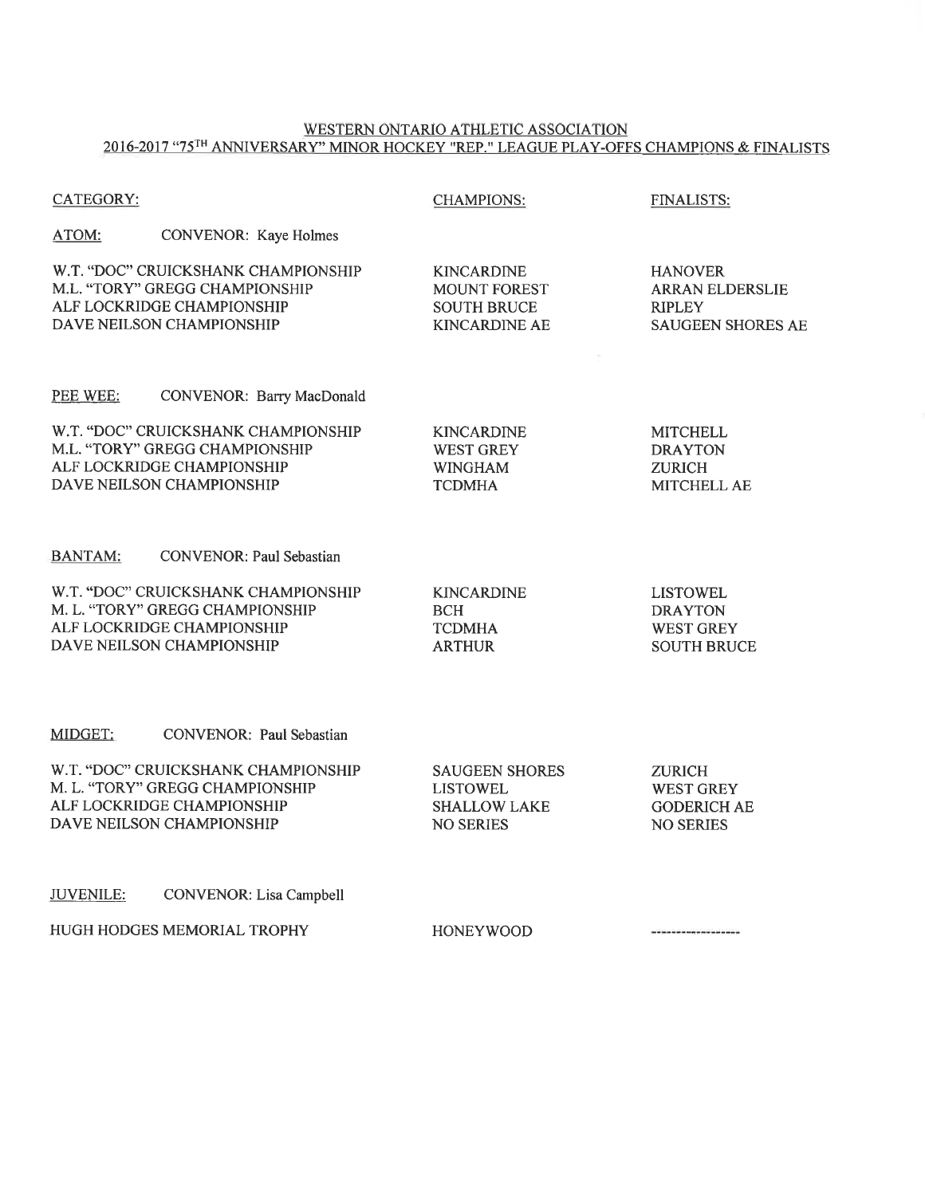# WESTERN ONTARIO ATHLETIC ASSOCIATION
## 2016-2017 "75TH ANNIVERSARY" MINOR HOCKEY "REP." LEAGUE PLAY-OFFS CHAMPIONS & FINALISTS

| CATEGORY: | CHAMPIONS: | FINALISTS: |
| --- | --- | --- |
| **ATOM:** CONVENOR: Kaye Holmes | | |
| W.T. "DOC" CRUICKSHANK CHAMPIONSHIP | KINCARDINE | HANOVER |
| M.L. "TORY" GREGG CHAMPIONSHIP | MOUNT FOREST | ARRAN ELDERSLIE |
| ALF LOCKRIDGE CHAMPIONSHIP | SOUTH BRUCE | RIPLEY |
| DAVE NEILSON CHAMPIONSHIP | KINCARDINE AE | SAUGEEN SHORES AE |
| **PEE WEE:** CONVENOR: Barry MacDonald | | |
| W.T. "DOC" CRUICKSHANK CHAMPIONSHIP | KINCARDINE | MITCHELL |
| M.L. "TORY" GREGG CHAMPIONSHIP | WEST GREY | DRAYTON |
| ALF LOCKRIDGE CHAMPIONSHIP | WINGHAM | ZURICH |
| DAVE NEILSON CHAMPIONSHIP | TCDMHA | MITCHELL AE |
| **BANTAM:** CONVENOR: Paul Sebastian | | |
| W.T. "DOC" CRUICKSHANK CHAMPIONSHIP | KINCARDINE | LISTOWEL |
| M. L. "TORY" GREGG CHAMPIONSHIP | BCH | DRAYTON |
| ALF LOCKRIDGE CHAMPIONSHIP | TCDMHA | WEST GREY |
| DAVE NEILSON CHAMPIONSHIP | ARTHUR | SOUTH BRUCE |
| **MIDGET:** CONVENOR: Paul Sebastian | | |
| W.T. "DOC" CRUICKSHANK CHAMPIONSHIP | SAUGEEN SHORES | ZURICH |
| M. L. "TORY" GREGG CHAMPIONSHIP | LISTOWEL | WEST GREY |
| ALF LOCKRIDGE CHAMPIONSHIP | SHALLOW LAKE | GODERICH AE |
| DAVE NEILSON CHAMPIONSHIP | NO SERIES | NO SERIES |
| **JUVENILE:** CONVENOR: Lisa Campbell | | |
| HUGH HODGES MEMORIAL TROPHY | HONEYWOOD | ------------------ |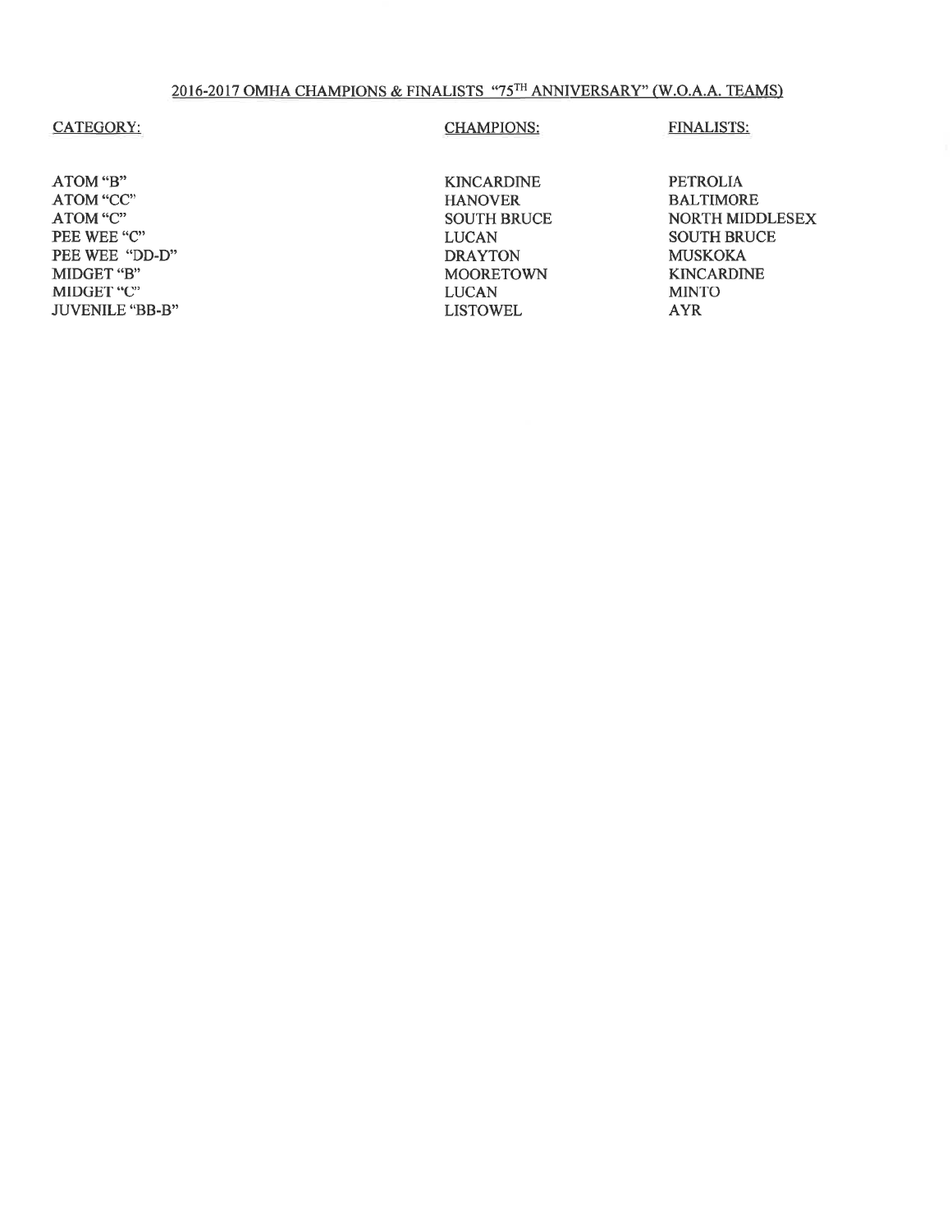## 2016-2017 OMHA CHAMPIONS & FINALISTS "75TH ANNIVERSARY" (W.O.A.A. TEAMS)

| CATEGORY: | CHAMPIONS: | FINALISTS: |
|---|---|---|
| ATOM "B" | KINCARDINE | PETROLIA |
| ATOM "CC" | HANOVER | BALTIMORE |
| ATOM "C" | SOUTH BRUCE | NORTH MIDDLESEX |
| PEE WEE "C" | LUCAN | SOUTH BRUCE |
| PEE WEE "DD-D" | DRAYTON | MUSKOKA |
| MIDGET "B" | MOORETOWN | KINCARDINE |
| MIDGET "C" | LUCAN | MINTO |
| JUVENILE "BB-B" | LISTOWEL | AYR |